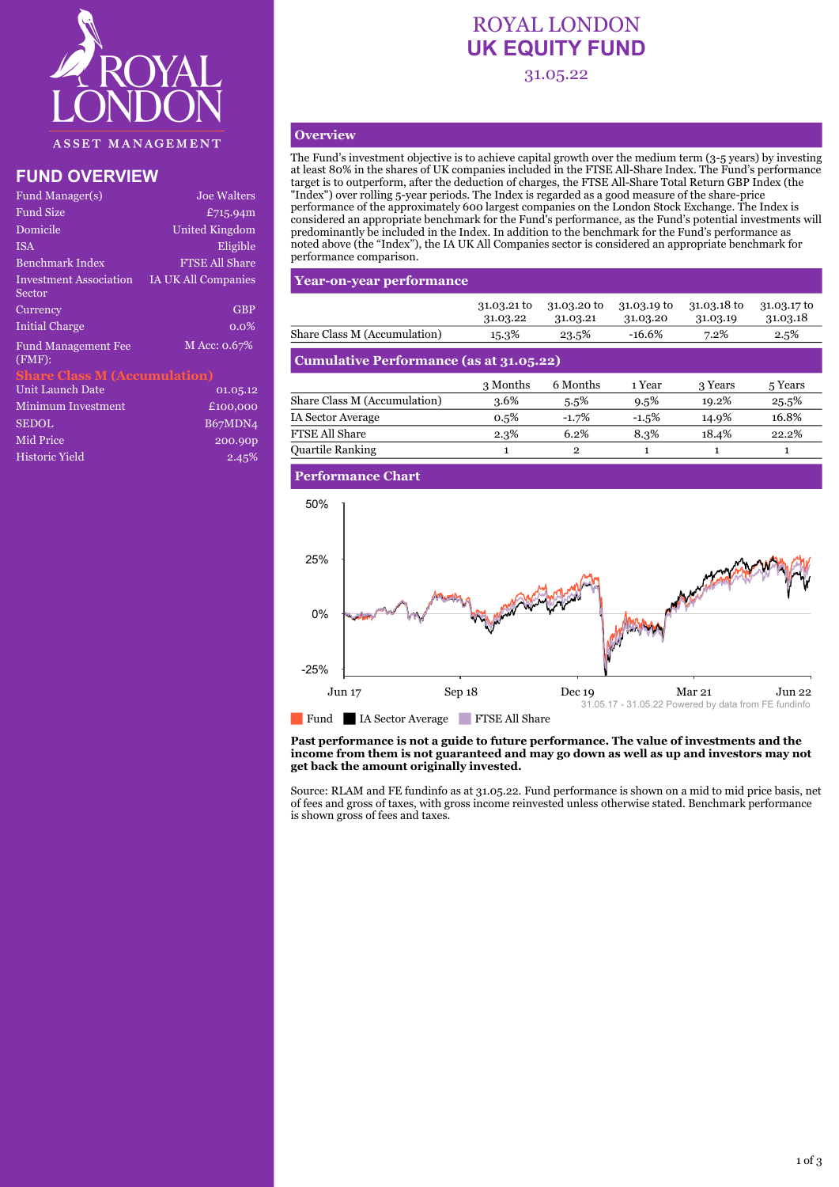# ROYAL LONDON UK EQUITY FUND

31.05.22

ROYAL LONDON ASSET MANAGEMENT

## FUND OVERVIEW

| | |
|---|---|
| Fund Manager(s) | Joe Walters |
| Fund Size | £715.94m |
| Domicile | United Kingdom |
| ISA | Eligible |
| Benchmark Index | FTSE All Share |
| Investment Association Sector | IA UK All Companies |
| Currency | GBP |
| Initial Charge | 0.0% |
| Fund Management Fee (FMF): | M Acc: 0.67% |

### Share Class M (Accumulation)

| | |
|---|---|
| Unit Launch Date | 01.05.12 |
| Minimum Investment | £100,000 |
| SEDOL | B67MDN4 |
| Mid Price | 200.90p |
| Historic Yield | 2.45% |

## Overview

The Fund's investment objective is to achieve capital growth over the medium term (3-5 years) by investing at least 80% in the shares of UK companies included in the FTSE All-Share Index. The Fund's performance target is to outperform, after the deduction of charges, the FTSE All-Share Total Return GBP Index (the "Index") over rolling 5-year periods. The Index is regarded as a good measure of the share-price performance of the approximately 600 largest companies on the London Stock Exchange. The Index is considered an appropriate benchmark for the Fund's performance, as the Fund's potential investments will predominantly be included in the Index. In addition to the benchmark for the Fund's performance as noted above (the "Index"), the IA UK All Companies sector is considered an appropriate benchmark for performance comparison.

## Year-on-year performance

| | 31.03.21 to 31.03.22 | 31.03.20 to 31.03.21 | 31.03.19 to 31.03.20 | 31.03.18 to 31.03.19 | 31.03.17 to 31.03.18 |
|---|---|---|---|---|---|
| Share Class M (Accumulation) | 15.3% | 23.5% | -16.6% | 7.2% | 2.5% |

## Cumulative Performance (as at 31.05.22)

| | 3 Months | 6 Months | 1 Year | 3 Years | 5 Years |
|---|---|---|---|---|---|
| Share Class M (Accumulation) | 3.6% | 5.5% | 9.5% | 19.2% | 25.5% |
| IA Sector Average | 0.5% | -1.7% | -1.5% | 14.9% | 16.8% |
| FTSE All Share | 2.3% | 6.2% | 8.3% | 18.4% | 22.2% |
| Quartile Ranking | 1 | 2 | 1 | 1 | 1 |

## Performance Chart

31.05.17 - 31.05.22 Powered by data from FE fundinfo

Fund | IA Sector Average | FTSE All Share

**Past performance is not a guide to future performance. The value of investments and the income from them is not guaranteed and may go down as well as up and investors may not get back the amount originally invested.**

Source: RLAM and FE fundinfo as at 31.05.22. Fund performance is shown on a mid to mid price basis, net of fees and gross of taxes, with gross income reinvested unless otherwise stated. Benchmark performance is shown gross of fees and taxes.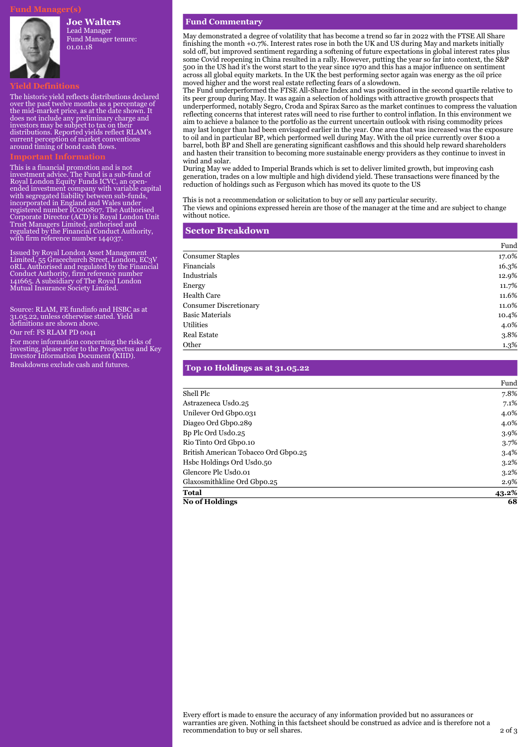## Fund Manager(s)

**Joe Walters**
Lead Manager
Fund Manager tenure: 01.01.18

## Yield Definitions

The historic yield reflects distributions declared over the past twelve months as a percentage of the mid-market price, as at the date shown. It does not include any preliminary charge and investors may be subject to tax on their distributions. Reported yields reflect RLAM's current perception of market conventions around timing of bond cash flows.

## Important Information

This is a financial promotion and is not investment advice. The Fund is a sub-fund of Royal London Equity Funds ICVC, an open-ended investment company with variable capital with segregated liability between sub-funds, incorporated in England and Wales under registered number IC000807. The Authorised Corporate Director (ACD) is Royal London Unit Trust Managers Limited, authorised and regulated by the Financial Conduct Authority, with firm reference number 144037.

Issued by Royal London Asset Management Limited, 55 Gracechurch Street, London, EC3V 0RL. Authorised and regulated by the Financial Conduct Authority, firm reference number 141665. A subsidiary of The Royal London Mutual Insurance Society Limited.

Source: RLAM, FE fundinfo and HSBC as at 31.05.22, unless otherwise stated. Yield definitions are shown above.

Our ref: FS RLAM PD 0041

For more information concerning the risks of investing, please refer to the Prospectus and Key Investor Information Document (KIID).

Breakdowns exclude cash and futures.

## Fund Commentary

May demonstrated a degree of volatility that has become a trend so far in 2022 with the FTSE All Share finishing the month +0.7%. Interest rates rose in both the UK and US during May and markets initially sold off, but improved sentiment regarding a softening of future expectations in global interest rates plus some Covid reopening in China resulted in a rally. However, putting the year so far into context, the S&P 500 in the US had it's the worst start to the year since 1970 and this has a major influence on sentiment across all global equity markets. In the UK the best performing sector again was energy as the oil price moved higher and the worst real estate reflecting fears of a slowdown.

The Fund underperformed the FTSE All-Share Index and was positioned in the second quartile relative to its peer group during May. It was again a selection of holdings with attractive growth prospects that underperformed, notably Segro, Croda and Spirax Sarco as the market continues to compress the valuation reflecting concerns that interest rates will need to rise further to control inflation. In this environment we aim to achieve a balance to the portfolio as the current uncertain outlook with rising commodity prices may last longer than had been envisaged earlier in the year. One area that was increased was the exposure to oil and in particular BP, which performed well during May. With the oil price currently over $100 a barrel, both BP and Shell are generating significant cashflows and this should help reward shareholders and hasten their transition to becoming more sustainable energy providers as they continue to invest in wind and solar.

During May we added to Imperial Brands which is set to deliver limited growth, but improving cash generation, trades on a low multiple and high dividend yield. These transactions were financed by the reduction of holdings such as Ferguson which has moved its quote to the US

This is not a recommendation or solicitation to buy or sell any particular security.
The views and opinions expressed herein are those of the manager at the time and are subject to change without notice.

## Sector Breakdown

| | Fund |
|---|---|
| Consumer Staples | 17.0% |
| Financials | 16.3% |
| Industrials | 12.9% |
| Energy | 11.7% |
| Health Care | 11.6% |
| Consumer Discretionary | 11.0% |
| Basic Materials | 10.4% |
| Utilities | 4.0% |
| Real Estate | 3.8% |
| Other | 1.3% |

## Top 10 Holdings as at 31.05.22

| | Fund |
|---|---|
| Shell Plc | 7.8% |
| Astrazeneca Usd0.25 | 7.1% |
| Unilever Ord Gbp0.031 | 4.0% |
| Diageo Ord Gbp0.289 | 4.0% |
| Bp Plc Ord Usd0.25 | 3.9% |
| Rio Tinto Ord Gbp0.10 | 3.7% |
| British American Tobacco Ord Gbp0.25 | 3.4% |
| Hsbc Holdings Ord Usd0.50 | 3.2% |
| Glencore Plc Usd0.01 | 3.2% |
| Glaxosmithkline Ord Gbp0.25 | 2.9% |
| **Total** | **43.2%** |
| **No of Holdings** | **68** |

Every effort is made to ensure the accuracy of any information provided but no assurances or warranties are given. Nothing in this factsheet should be construed as advice and is therefore not a recommendation to buy or sell shares.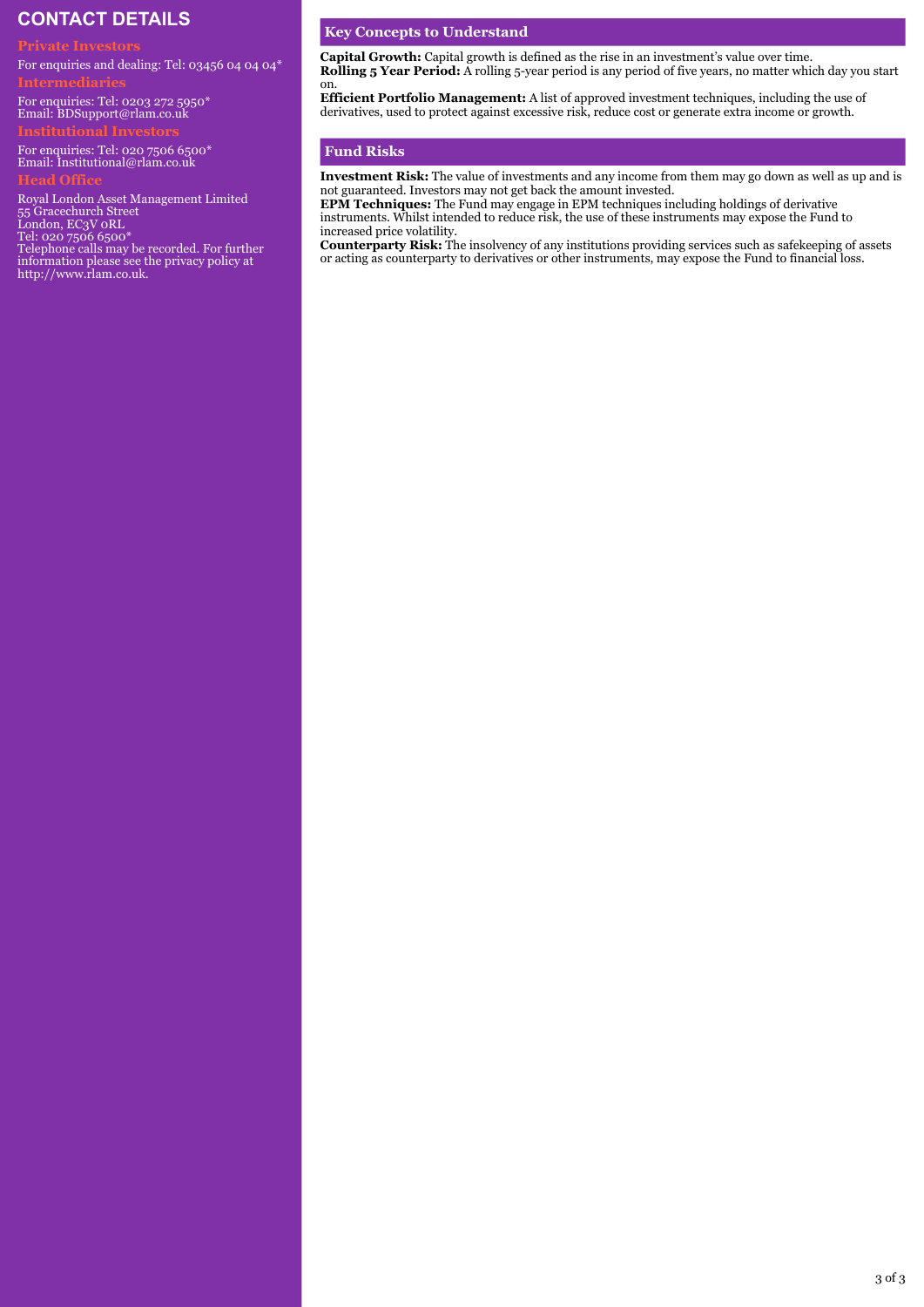# CONTACT DETAILS

### Private Investors

For enquiries and dealing: Tel: 03456 04 04 04*

### Intermediaries

For enquiries: Tel: 0203 272 5950*
Email: BDSupport@rlam.co.uk

### Institutional Investors

For enquiries: Tel: 020 7506 6500*
Email: Institutional@rlam.co.uk

### Head Office

Royal London Asset Management Limited
55 Gracechurch Street
London, EC3V 0RL
Tel: 020 7506 6500*
Telephone calls may be recorded. For further information please see the privacy policy at http://www.rlam.co.uk.

## Key Concepts to Understand

**Capital Growth:** Capital growth is defined as the rise in an investment's value over time.
**Rolling 5 Year Period:** A rolling 5-year period is any period of five years, no matter which day you start on.
**Efficient Portfolio Management:** A list of approved investment techniques, including the use of derivatives, used to protect against excessive risk, reduce cost or generate extra income or growth.

## Fund Risks

**Investment Risk:** The value of investments and any income from them may go down as well as up and is not guaranteed. Investors may not get back the amount invested.
**EPM Techniques:** The Fund may engage in EPM techniques including holdings of derivative instruments. Whilst intended to reduce risk, the use of these instruments may expose the Fund to increased price volatility.
**Counterparty Risk:** The insolvency of any institutions providing services such as safekeeping of assets or acting as counterparty to derivatives or other instruments, may expose the Fund to financial loss.